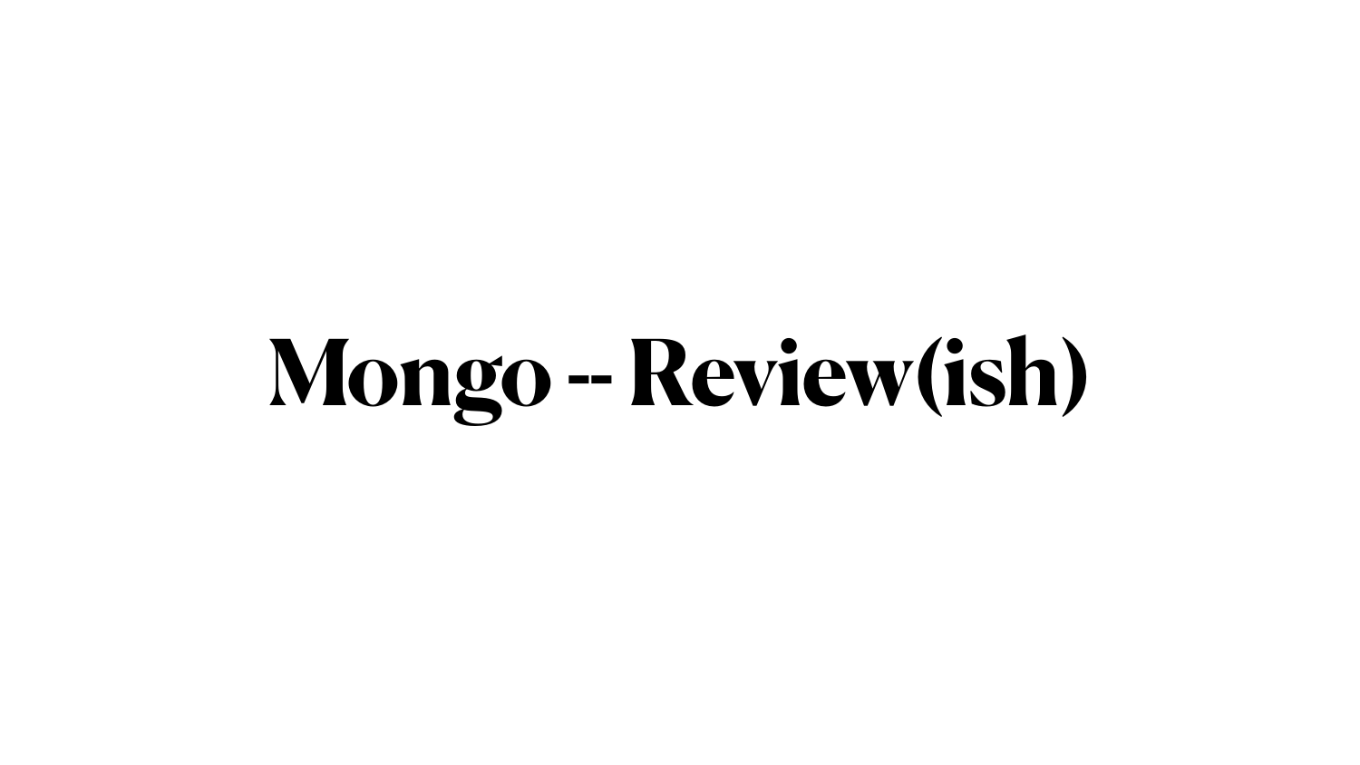# Mongo -- Review(ish)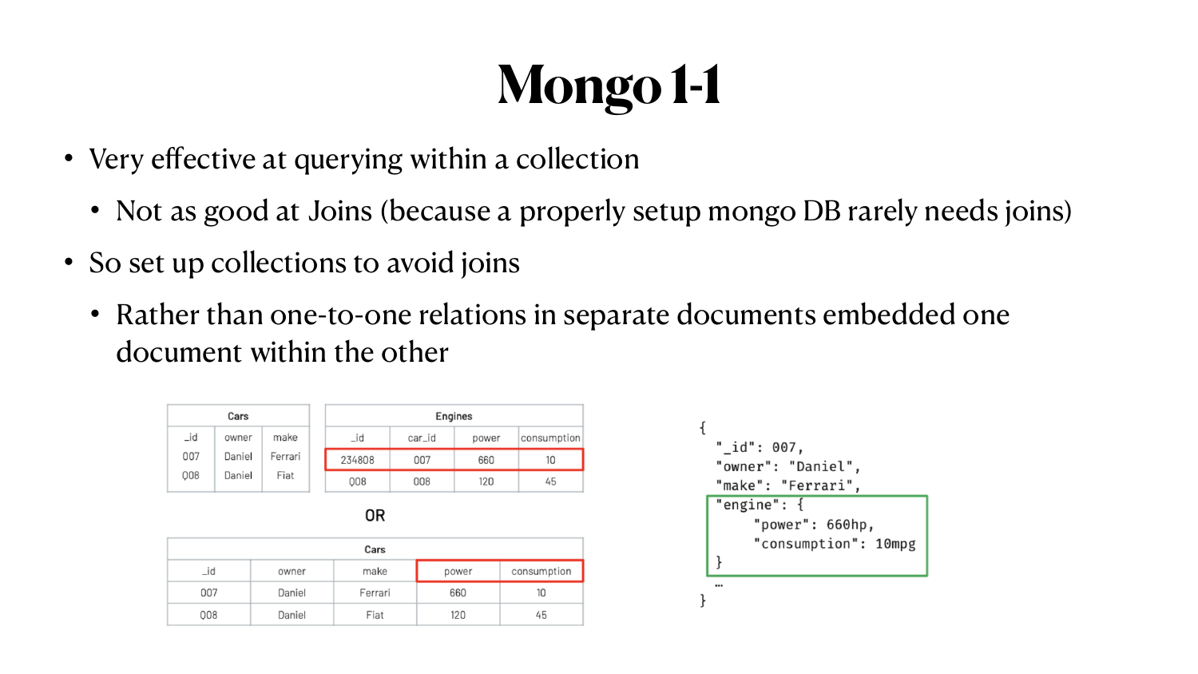# Mongo 1-1

- Very effective at querying within a collection
  - Not as good at Joins (because a properly setup mongo DB rarely needs joins)
- So set up collections to avoid joins
  - Rather than one-to-one relations in separate documents embedded one document within the other

**Cars**

| _id | owner | make |
|---|---|---|
| 007 | Daniel | Ferrari |
| 008 | Daniel | Fiat |

**Engines**

| _id | car_id | power | consumption |
|---|---|---|---|
| 234808 | 007 | 660 | 10 |
| 008 | 008 | 120 | 45 |

OR

**Cars**

| _id | owner | make | power | consumption |
|---|---|---|---|---|
| 007 | Daniel | Ferrari | 660 | 10 |
| 008 | Daniel | Fiat | 120 | 45 |

```
{
  "_id": 007,
  "owner": "Daniel",
  "make": "Ferrari",
  "engine": {
      "power": 660hp,
      "consumption": 10mpg
  }
  …
}
```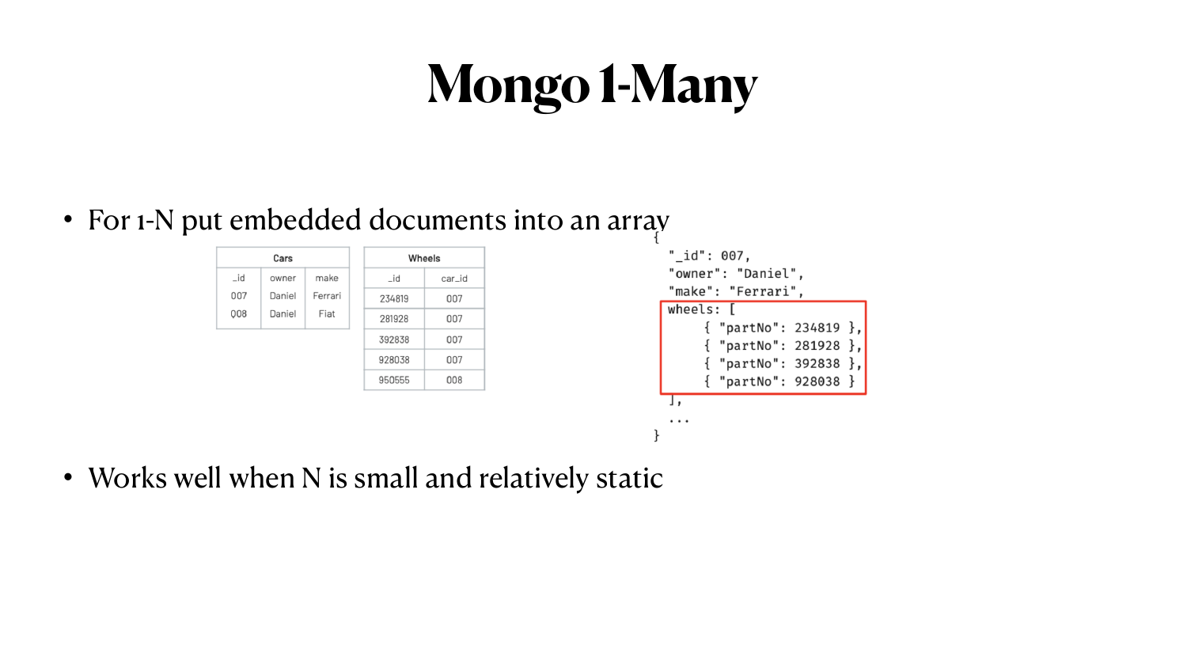# Mongo 1-Many

- For 1-N put embedded documents into an array

| Cars | | |
|---|---|---|
| _id | owner | make |
| 007 | Daniel | Ferrari |
| 008 | Daniel | Fiat |

| Wheels | |
|---|---|
| _id | car_id |
| 234819 | 007 |
| 281928 | 007 |
| 392838 | 007 |
| 928038 | 007 |
| 950555 | 008 |

```
{
  "_id": 007,
  "owner": "Daniel",
  "make": "Ferrari",
  wheels: [
      { "partNo": 234819 },
      { "partNo": 281928 },
      { "partNo": 392838 },
      { "partNo": 928038 }
  ],
  ...
}
```

- Works well when N is small and relatively static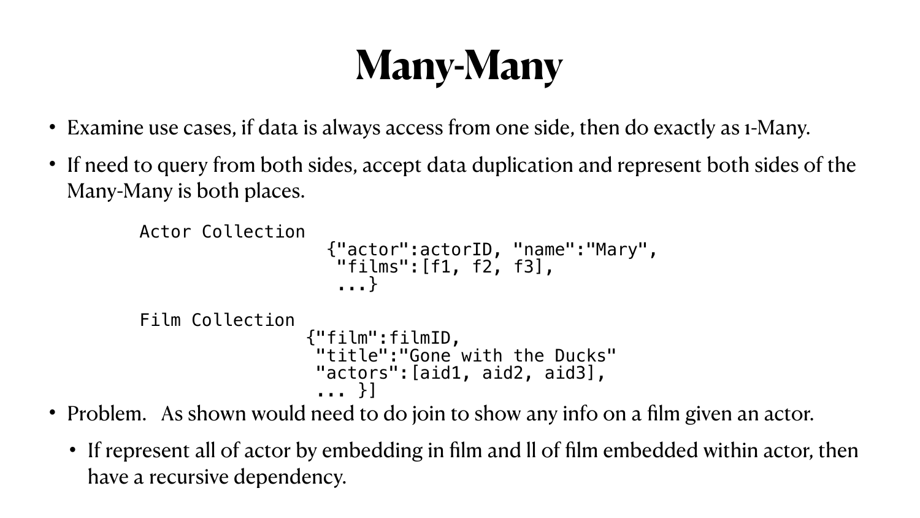# Many-Many

- Examine use cases, if data is always access from one side, then do exactly as 1-Many.
- If need to query from both sides, accept data duplication and represent both sides of the Many-Many is both places.

```
Actor Collection
                    {"actor":actorID, "name":"Mary",
                     "films":[f1, f2, f3],
                     ...}

Film Collection
                  {"film":filmID,
                   "title":"Gone with the Ducks"
                   "actors":[aid1, aid2, aid3],
                   ... }]
```

- Problem.   As shown would need to do join to show any info on a film given an actor.
  - If represent all of actor by embedding in film and ll of film embedded within actor, then have a recursive dependency.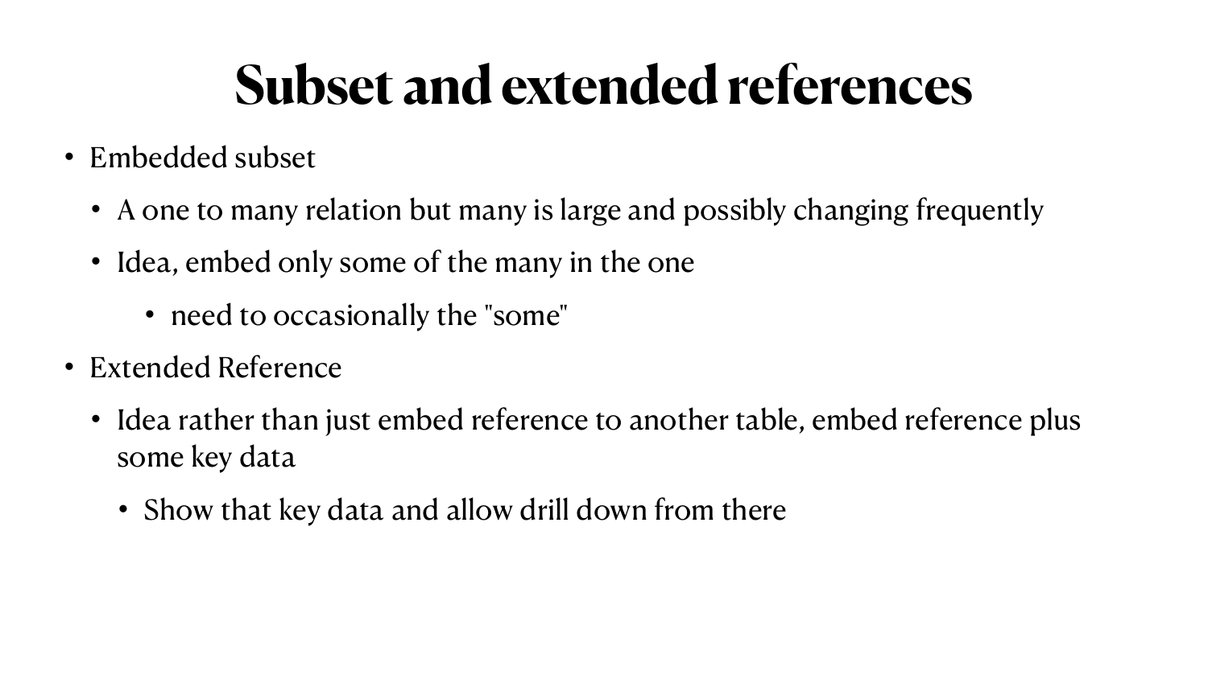# Subset and extended references

- Embedded subset
  - A one to many relation but many is large and possibly changing frequently
  - Idea, embed only some of the many in the one
    - need to occasionally the "some"
- Extended Reference
  - Idea rather than just embed reference to another table, embed reference plus some key data
    - Show that key data and allow drill down from there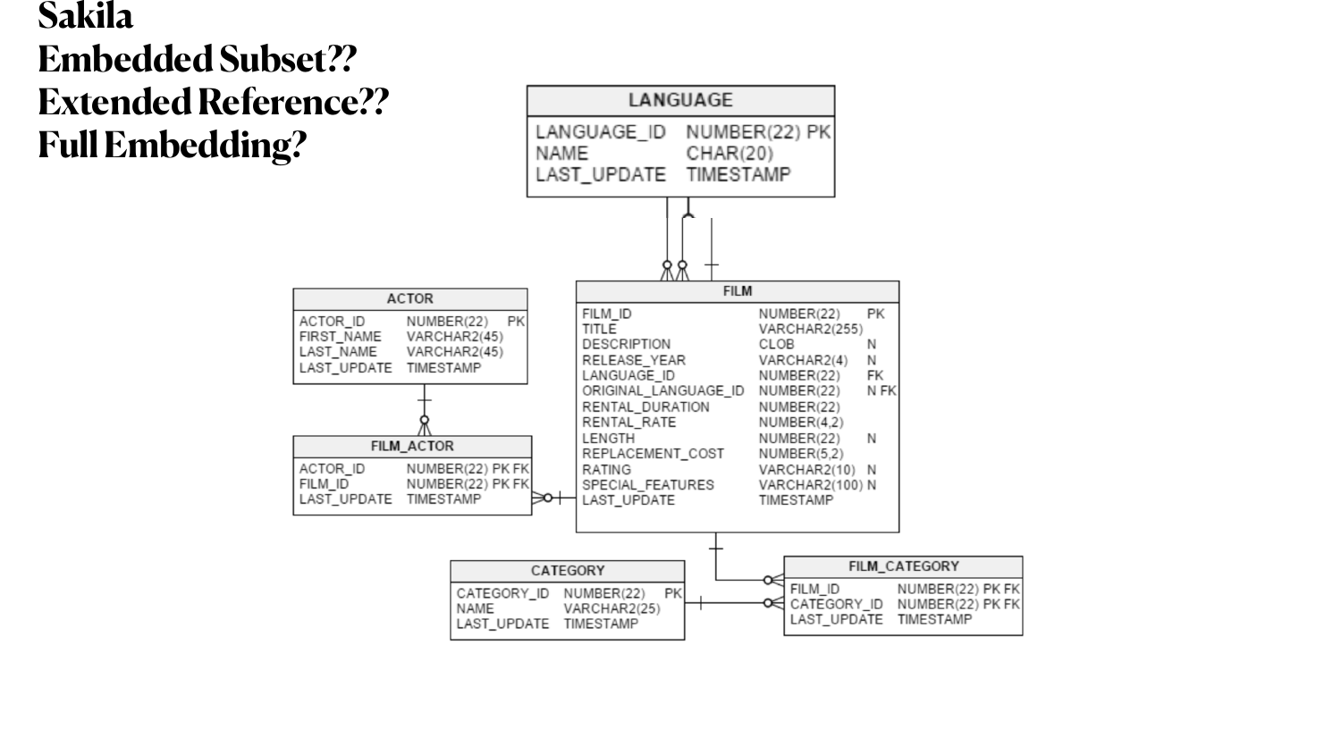# Sakila

# Embedded Subset??

# Extended Reference??

# Full Embedding?

**LANGUAGE**

| Column | Type | |
| --- | --- | --- |
| LANGUAGE_ID | NUMBER(22) | PK |
| NAME | CHAR(20) | |
| LAST_UPDATE | TIMESTAMP | |

**ACTOR**

| Column | Type | |
| --- | --- | --- |
| ACTOR_ID | NUMBER(22) | PK |
| FIRST_NAME | VARCHAR2(45) | |
| LAST_NAME | VARCHAR2(45) | |
| LAST_UPDATE | TIMESTAMP | |

**FILM**

| Column | Type | |
| --- | --- | --- |
| FILM_ID | NUMBER(22) | PK |
| TITLE | VARCHAR2(255) | |
| DESCRIPTION | CLOB | N |
| RELEASE_YEAR | VARCHAR2(4) | N |
| LANGUAGE_ID | NUMBER(22) | FK |
| ORIGINAL_LANGUAGE_ID | NUMBER(22) | N FK |
| RENTAL_DURATION | NUMBER(22) | |
| RENTAL_RATE | NUMBER(4,2) | |
| LENGTH | NUMBER(22) | N |
| REPLACEMENT_COST | NUMBER(5,2) | |
| RATING | VARCHAR2(10) | N |
| SPECIAL_FEATURES | VARCHAR2(100) | N |
| LAST_UPDATE | TIMESTAMP | |

**FILM_ACTOR**

| Column | Type | |
| --- | --- | --- |
| ACTOR_ID | NUMBER(22) | PK FK |
| FILM_ID | NUMBER(22) | PK FK |
| LAST_UPDATE | TIMESTAMP | |

**CATEGORY**

| Column | Type | |
| --- | --- | --- |
| CATEGORY_ID | NUMBER(22) | PK |
| NAME | VARCHAR2(25) | |
| LAST_UPDATE | TIMESTAMP | |

**FILM_CATEGORY**

| Column | Type | |
| --- | --- | --- |
| FILM_ID | NUMBER(22) | PK FK |
| CATEGORY_ID | NUMBER(22) | PK FK |
| LAST_UPDATE | TIMESTAMP | |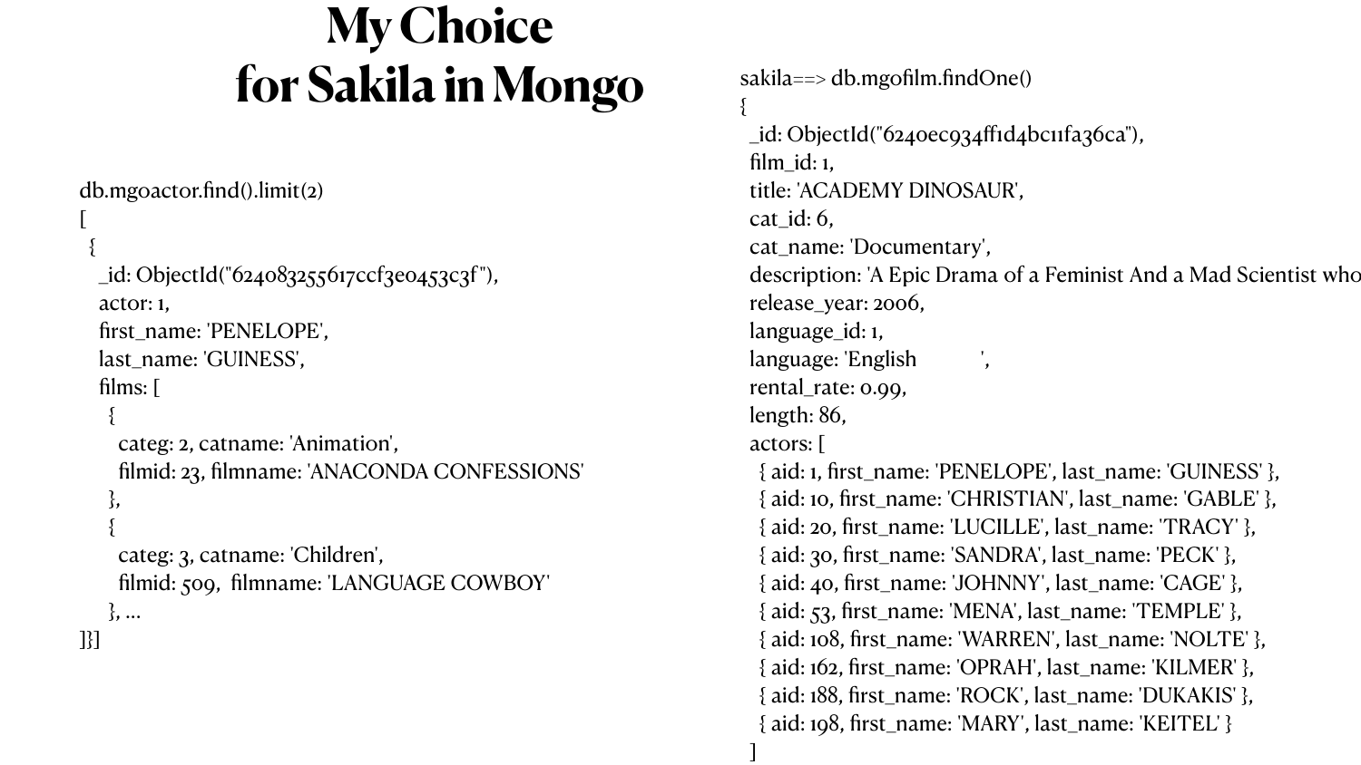# My Choice for Sakila in Mongo

```
db.mgoactor.find().limit(2)
[
  {
    _id: ObjectId("624083255617ccf3e0453c3f"),
    actor: 1,
    first_name: 'PENELOPE',
    last_name: 'GUINESS',
    films: [
      {
        categ: 2, catname: 'Animation',
        filmid: 23, filmname: 'ANACONDA CONFESSIONS'
      },
      {
        categ: 3, catname: 'Children',
        filmid: 509,  filmname: 'LANGUAGE COWBOY'
      }, ...
]}]
```

```
sakila==> db.mgofilm.findOne()
{
  _id: ObjectId("6240ec934ff1d4bc11fa36ca"),
  film_id: 1,
  title: 'ACADEMY DINOSAUR',
  cat_id: 6,
  cat_name: 'Documentary',
  description: 'A Epic Drama of a Feminist And a Mad Scientist who
  release_year: 2006,
  language_id: 1,
  language: 'English             ',
  rental_rate: 0.99,
  length: 86,
  actors: [
    { aid: 1, first_name: 'PENELOPE', last_name: 'GUINESS' },
    { aid: 10, first_name: 'CHRISTIAN', last_name: 'GABLE' },
    { aid: 20, first_name: 'LUCILLE', last_name: 'TRACY' },
    { aid: 30, first_name: 'SANDRA', last_name: 'PECK' },
    { aid: 40, first_name: 'JOHNNY', last_name: 'CAGE' },
    { aid: 53, first_name: 'MENA', last_name: 'TEMPLE' },
    { aid: 108, first_name: 'WARREN', last_name: 'NOLTE' },
    { aid: 162, first_name: 'OPRAH', last_name: 'KILMER' },
    { aid: 188, first_name: 'ROCK', last_name: 'DUKAKIS' },
    { aid: 198, first_name: 'MARY', last_name: 'KEITEL' }
  ]
```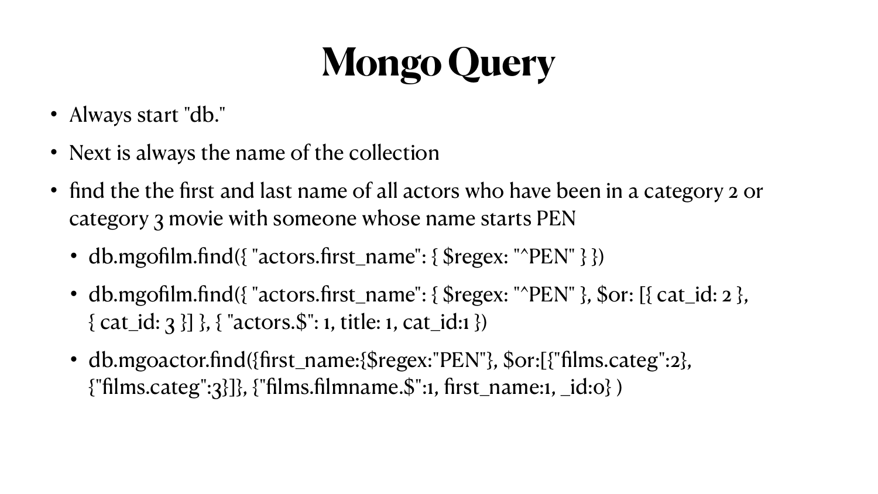# Mongo Query

- Always start "db."
- Next is always the name of the collection
- find the the first and last name of all actors who have been in a category 2 or category 3 movie with someone whose name starts PEN
  - db.mgofilm.find({ "actors.first_name": { $regex: "^PEN" } })
  - db.mgofilm.find({ "actors.first_name": { $regex: "^PEN" }, $or: [{ cat_id: 2 }, { cat_id: 3 }] }, { "actors.$": 1, title: 1, cat_id:1 })
  - db.mgoactor.find({first_name:{$regex:"PEN"}, $or:[{"films.categ":2}, {"films.categ":3}]}, {"films.filmname.$":1, first_name:1, _id:0} )